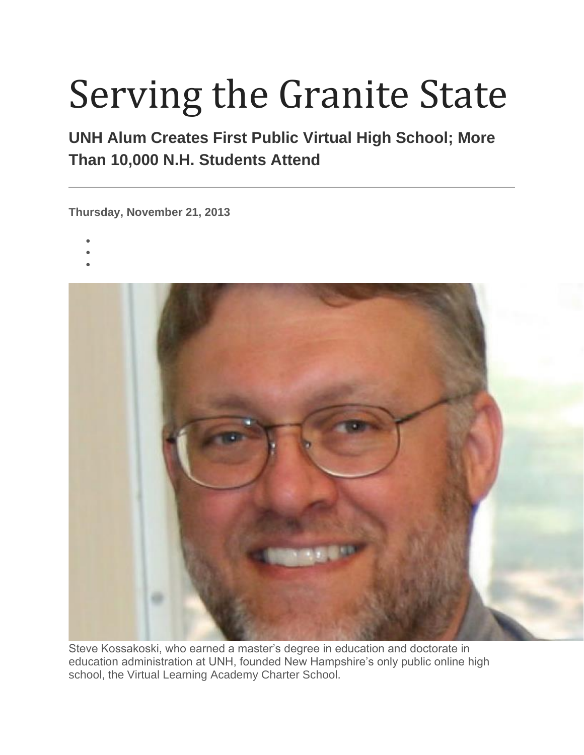# Serving the Granite State

## UNH Alum Creates First Public Virtual High School; More Than 10,000 N.H. Students Attend

---

**Thursday, November 21, 2013**

Steve Kossakoski, who earned a master's degree in education and doctorate in education administration at UNH, founded New Hampshire's only public online high school, the Virtual Learning Academy Charter School.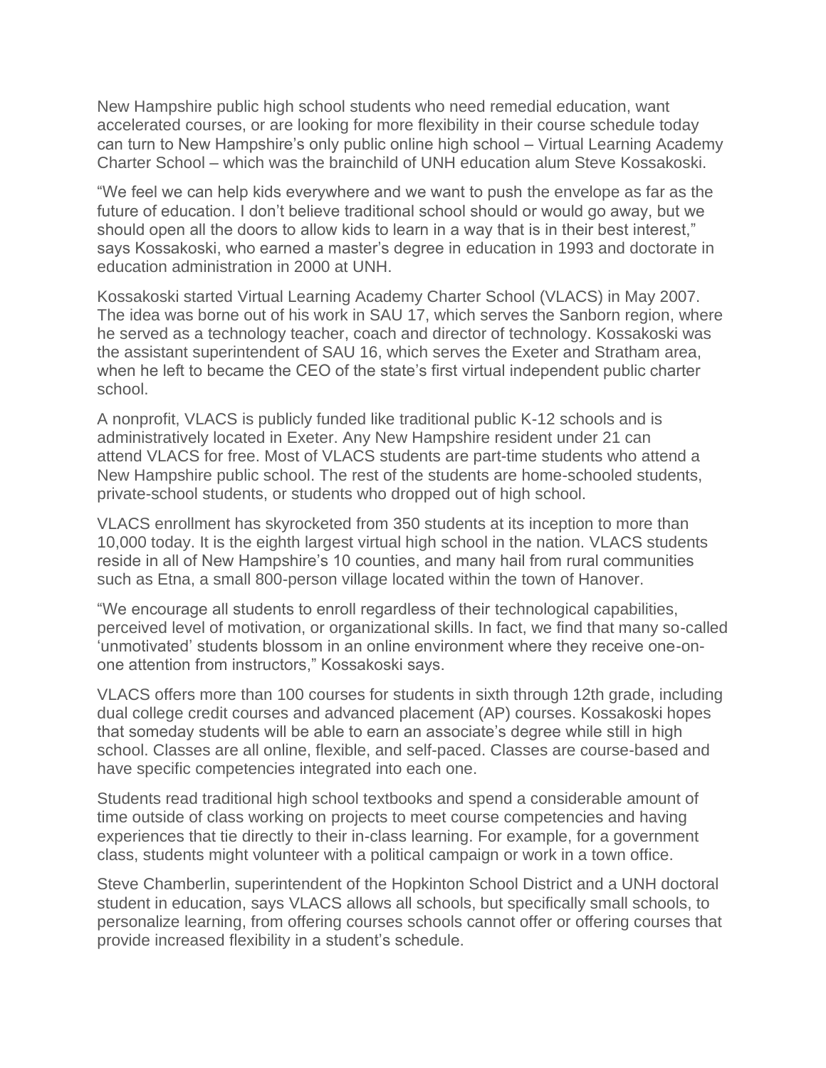New Hampshire public high school students who need remedial education, want accelerated courses, or are looking for more flexibility in their course schedule today can turn to New Hampshire's only public online high school – Virtual Learning Academy Charter School – which was the brainchild of UNH education alum Steve Kossakoski.

"We feel we can help kids everywhere and we want to push the envelope as far as the future of education. I don't believe traditional school should or would go away, but we should open all the doors to allow kids to learn in a way that is in their best interest," says Kossakoski, who earned a master's degree in education in 1993 and doctorate in education administration in 2000 at UNH.

Kossakoski started Virtual Learning Academy Charter School (VLACS) in May 2007. The idea was borne out of his work in SAU 17, which serves the Sanborn region, where he served as a technology teacher, coach and director of technology. Kossakoski was the assistant superintendent of SAU 16, which serves the Exeter and Stratham area, when he left to became the CEO of the state's first virtual independent public charter school.

A nonprofit, VLACS is publicly funded like traditional public K-12 schools and is administratively located in Exeter. Any New Hampshire resident under 21 can attend VLACS for free. Most of VLACS students are part-time students who attend a New Hampshire public school. The rest of the students are home-schooled students, private-school students, or students who dropped out of high school.

VLACS enrollment has skyrocketed from 350 students at its inception to more than 10,000 today. It is the eighth largest virtual high school in the nation. VLACS students reside in all of New Hampshire's 10 counties, and many hail from rural communities such as Etna, a small 800-person village located within the town of Hanover.

"We encourage all students to enroll regardless of their technological capabilities, perceived level of motivation, or organizational skills. In fact, we find that many so-called 'unmotivated' students blossom in an online environment where they receive one-on-one attention from instructors," Kossakoski says.

VLACS offers more than 100 courses for students in sixth through 12th grade, including dual college credit courses and advanced placement (AP) courses. Kossakoski hopes that someday students will be able to earn an associate's degree while still in high school. Classes are all online, flexible, and self-paced. Classes are course-based and have specific competencies integrated into each one.

Students read traditional high school textbooks and spend a considerable amount of time outside of class working on projects to meet course competencies and having experiences that tie directly to their in-class learning. For example, for a government class, students might volunteer with a political campaign or work in a town office.

Steve Chamberlin, superintendent of the Hopkinton School District and a UNH doctoral student in education, says VLACS allows all schools, but specifically small schools, to personalize learning, from offering courses schools cannot offer or offering courses that provide increased flexibility in a student's schedule.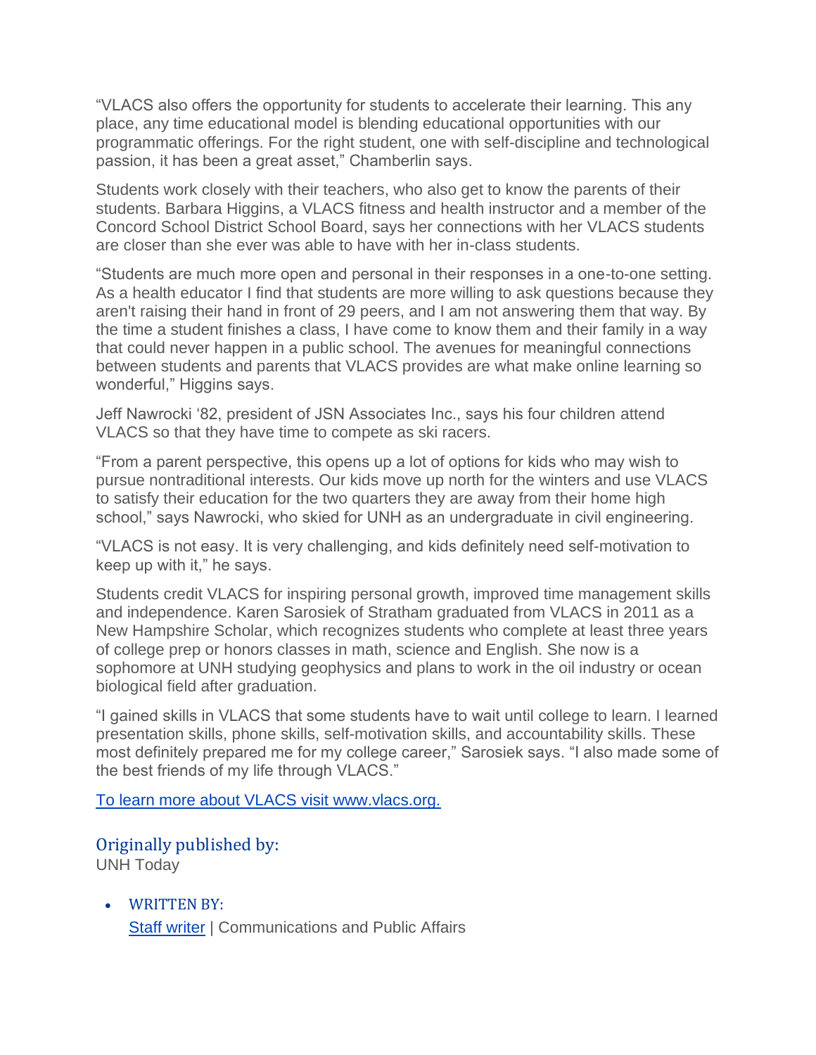"VLACS also offers the opportunity for students to accelerate their learning. This any place, any time educational model is blending educational opportunities with our programmatic offerings. For the right student, one with self-discipline and technological passion, it has been a great asset," Chamberlin says.

Students work closely with their teachers, who also get to know the parents of their students. Barbara Higgins, a VLACS fitness and health instructor and a member of the Concord School District School Board, says her connections with her VLACS students are closer than she ever was able to have with her in-class students.

"Students are much more open and personal in their responses in a one-to-one setting. As a health educator I find that students are more willing to ask questions because they aren't raising their hand in front of 29 peers, and I am not answering them that way. By the time a student finishes a class, I have come to know them and their family in a way that could never happen in a public school. The avenues for meaningful connections between students and parents that VLACS provides are what make online learning so wonderful," Higgins says.

Jeff Nawrocki '82, president of JSN Associates Inc., says his four children attend VLACS so that they have time to compete as ski racers.

"From a parent perspective, this opens up a lot of options for kids who may wish to pursue nontraditional interests. Our kids move up north for the winters and use VLACS to satisfy their education for the two quarters they are away from their home high school," says Nawrocki, who skied for UNH as an undergraduate in civil engineering.

"VLACS is not easy. It is very challenging, and kids definitely need self-motivation to keep up with it," he says.

Students credit VLACS for inspiring personal growth, improved time management skills and independence. Karen Sarosiek of Stratham graduated from VLACS in 2011 as a New Hampshire Scholar, which recognizes students who complete at least three years of college prep or honors classes in math, science and English. She now is a sophomore at UNH studying geophysics and plans to work in the oil industry or ocean biological field after graduation.

"I gained skills in VLACS that some students have to wait until college to learn. I learned presentation skills, phone skills, self-motivation skills, and accountability skills. These most definitely prepared me for my college career," Sarosiek says. "I also made some of the best friends of my life through VLACS."

[To learn more about VLACS visit www.vlacs.org.](http://www.vlacs.org)

### Originally published by:

UNH Today

- WRITTEN BY:
  Staff writer | Communications and Public Affairs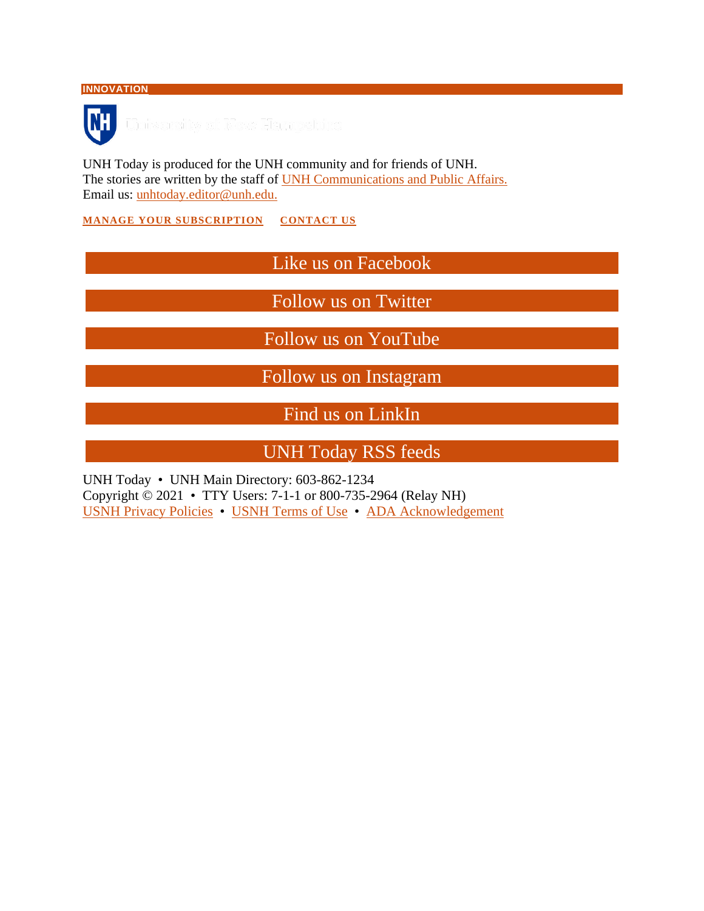INNOVATION

UNH Today is produced for the UNH community and for friends of UNH.
The stories are written by the staff of UNH Communications and Public Affairs.
Email us: unhtoday.editor@unh.edu.

**MANAGE YOUR SUBSCRIPTION** **CONTACT US**

Like us on Facebook

Follow us on Twitter

Follow us on YouTube

Follow us on Instagram

Find us on LinkIn

UNH Today RSS feeds

UNH Today • UNH Main Directory: 603-862-1234
Copyright © 2021 • TTY Users: 7-1-1 or 800-735-2964 (Relay NH)
USNH Privacy Policies • USNH Terms of Use • ADA Acknowledgement